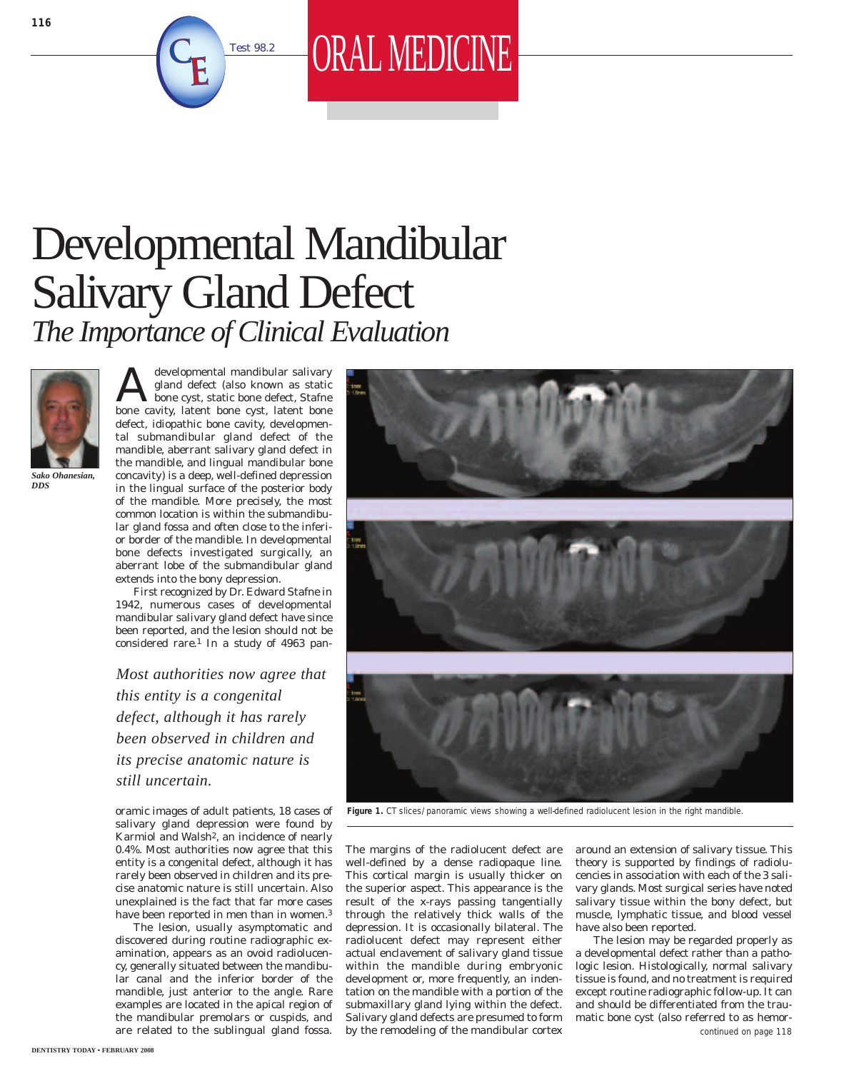ORAL MEDICINE

# Developmental Mandibular Salivary Gland Defect

## *The Importance of Clinical Evaluation*

***Sako Ohanesian, DDS***

A developmental mandibular salivary gland defect (also known as static bone cyst, static bone defect, Stafne bone cavity, latent bone cyst, latent bone defect, idiopathic bone cavity, developmental submandibular gland defect of the mandible, aberrant salivary gland defect in the mandible, and lingual mandibular bone concavity) is a deep, well-defined depression in the lingual surface of the posterior body of the mandible. More precisely, the most common location is within the submandibular gland fossa and often close to the inferior border of the mandible. In developmental bone defects investigated surgically, an aberrant lobe of the submandibular gland extends into the bony depression.

First recognized by Dr. Edward Stafne in 1942, numerous cases of developmental mandibular salivary gland defect have since been reported, and the lesion should not be considered rare.[1] In a study of 4963 panoramic images of adult patients, 18 cases of salivary gland depression were found by Karmiol and Walsh[2], an incidence of nearly 0.4%. Most authorities now agree that this entity is a congenital defect, although it has rarely been observed in children and its precise anatomic nature is still uncertain. Also unexplained is the fact that far more cases have been reported in men than in women.[3]

*Most authorities now agree that this entity is a congenital defect, although it has rarely been observed in children and its precise anatomic nature is still uncertain.*

The lesion, usually asymptomatic and discovered during routine radiographic examination, appears as an ovoid radiolucency, generally situated between the mandibular canal and the inferior border of the mandible, just anterior to the angle. Rare examples are located in the apical region of the mandibular premolars or cuspids, and are related to the sublingual gland fossa.

**Figure 1.** CT slices/panoramic views showing a well-defined radiolucent lesion in the right mandible.

The margins of the radiolucent defect are well-defined by a dense radiopaque line. This cortical margin is usually thicker on the superior aspect. This appearance is the result of the x-rays passing tangentially through the relatively thick walls of the depression. It is occasionally bilateral. The radiolucent defect may represent either actual enclavement of salivary gland tissue within the mandible during embryonic development or, more frequently, an indentation on the mandible with a portion of the submaxillary gland lying within the defect. Salivary gland defects are presumed to form by the remodeling of the mandibular cortex around an extension of salivary tissue. This theory is supported by findings of radiolucencies in association with each of the 3 salivary glands. Most surgical series have noted salivary tissue within the bony defect, but muscle, lymphatic tissue, and blood vessel have also been reported.

The lesion may be regarded properly as a developmental defect rather than a pathologic lesion. Histologically, normal salivary tissue is found, and no treatment is required except routine radiographic follow-up. It can and should be differentiated from the traumatic bone cyst (also referred to as hemor-

continued on page 118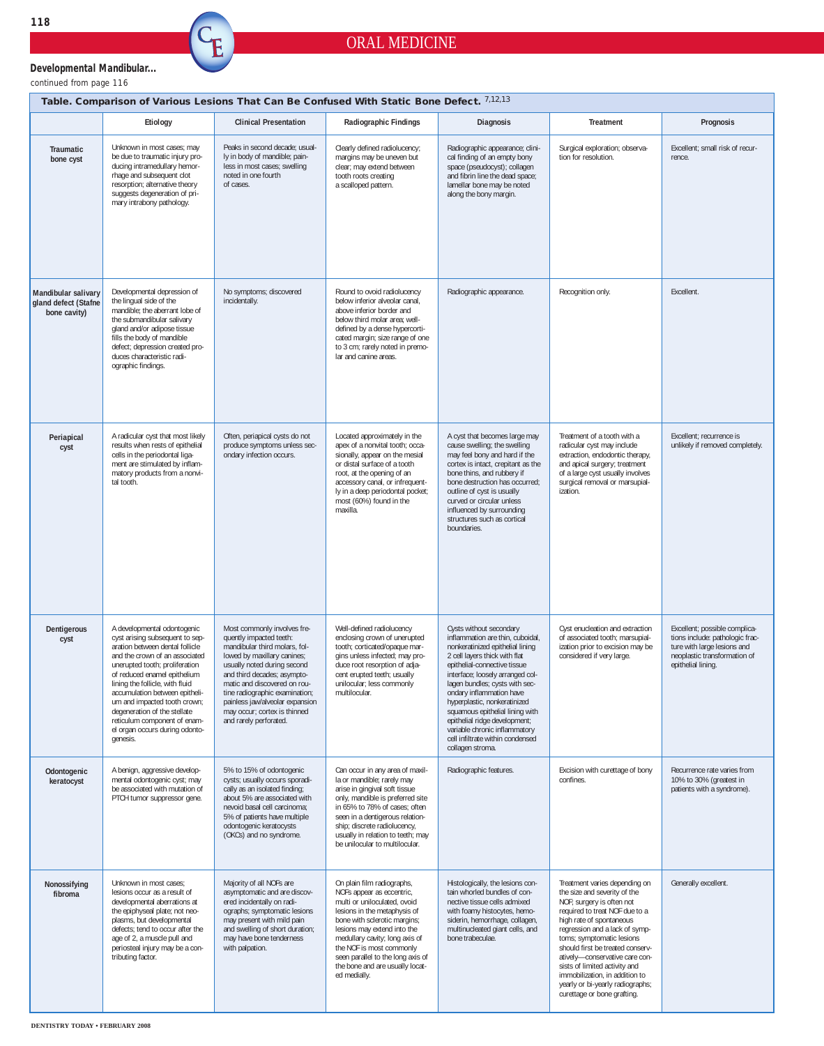**Developmental Mandibular...**

*continued from page 116*

**Table. Comparison of Various Lesions That Can Be Confused With Static Bone Defect.** [7,12,13]

| | Etiology | Clinical Presentation | Radiographic Findings | Diagnosis | Treatment | Prognosis |
|---|---|---|---|---|---|---|
| **Traumatic bone cyst** | Unknown in most cases; may be due to traumatic injury producing intramedullary hemorrhage and subsequent clot resorption; alternative theory suggests degeneration of primary intrabony pathology. | Peaks in second decade; usually in body of mandible; painless in most cases; swelling noted in one fourth of cases. | Clearly defined radiolucency; margins may be uneven but clear; may extend between tooth roots creating a scalloped pattern. | Radiographic appearance; clinical finding of an empty bony space (pseudocyst); collagen and fibrin line the dead space; lamellar bone may be noted along the bony margin. | Surgical exploration; observation for resolution. | Excellent; small risk of recurrence. |
| **Mandibular salivary gland defect (Stafne bone cavity)** | Developmental depression of the lingual side of the mandible; the aberrant lobe of the submandibular salivary gland and/or adipose tissue fills the body of mandible defect; depression created produces characteristic radiographic findings. | No symptoms; discovered incidentally. | Round to ovoid radiolucency below inferior alveolar canal, above inferior border and below third molar area; well-defined by a dense hypercorticated margin; size range of one to 3 cm; rarely noted in premolar and canine areas. | Radiographic appearance. | Recognition only. | Excellent. |
| **Periapical cyst** | A radicular cyst that most likely results when rests of epithelial cells in the periodontal ligament are stimulated by inflammatory products from a nonvital tooth. | Often, periapical cysts do not produce symptoms unless secondary infection occurs. | Located approximately in the apex of a nonvital tooth; occasionally, appear on the mesial or distal surface of a tooth root, at the opening of an accessory canal, or infrequently in a deep periodontal pocket; most (60%) found in the maxilla. | A cyst that becomes large may cause swelling; the swelling may feel bony and hard if the cortex is intact, crepitant as the bone thins, and rubbery if bone destruction has occurred; outline of cyst is usually curved or circular unless influenced by surrounding structures such as cortical boundaries. | Treatment of a tooth with a radicular cyst may include extraction, endodontic therapy, and apical surgery; treatment of a large cyst usually involves surgical removal or marsupialization. | Excellent; recurrence is unlikely if removed completely. |
| **Dentigerous cyst** | A developmental odontogenic cyst arising subsequent to separation between dental follicle and the crown of an associated unerupted tooth; proliferation of reduced enamel epithelium lining the follicle, with fluid accumulation between epithelium and impacted tooth crown; degeneration of the stellate reticulum component of enamel organ occurs during odontogenesis. | Most commonly involves frequently impacted teeth: mandibular third molars, followed by maxillary canines; usually noted during second and third decades; asymptomatic and discovered on routine radiographic examination; painless jaw/alveolar expansion may occur; cortex is thinned and rarely perforated. | Well-defined radiolucency enclosing crown of unerupted tooth; corticated/opaque margins unless infected; may produce root resorption of adjacent erupted teeth; usually unilocular; less commonly multilocular. | Cysts without secondary inflammation are thin, cuboidal, nonkeratinized epithelial lining 2 cell layers thick with flat epithelial-connective tissue interface; loosely arranged collagen bundles; cysts with secondary inflammation have hyperplastic, nonkeratinized squamous epithelial lining with epithelial ridge development; variable chronic inflammatory cell infiltrate within condensed collagen stroma. | Cyst enucleation and extraction of associated tooth; marsupialization prior to excision may be considered if very large. | Excellent; possible complications include: pathologic fracture with large lesions and neoplastic transformation of epithelial lining. |
| **Odontogenic keratocyst** | A benign, aggressive developmental odontogenic cyst; may be associated with mutation of PTCH tumor suppressor gene. | 5% to 15% of odontogenic cysts; usually occurs sporadically as an isolated finding; about 5% are associated with nevoid basal cell carcinoma; 5% of patients have multiple odontogenic keratocysts (OKCs) and no syndrome. | Can occur in any area of maxilla or mandible; rarely may arise in gingival soft tissue only, mandible is preferred site in 65% to 78% of cases; often seen in a dentigerous relationship; discrete radiolucency, usually in relation to teeth; may be unilocular to multilocular. | Radiographic features. | Excision with curettage of bony confines. | Recurrence rate varies from 10% to 30% (greatest in patients with a syndrome). |
| **Nonossifying fibroma** | Unknown in most cases; lesions occur as a result of developmental aberrations at the epiphyseal plate; not neoplasms, but developmental defects; tend to occur after the age of 2, a muscle pull and periosteal injury may be a contributing factor. | Majority of all NOFs are asymptomatic and are discovered incidentally on radiographs; symptomatic lesions may present with mild pain and swelling of short duration; may have bone tenderness with palpation. | On plain film radiographs, NOFs appear as eccentric, multi or uniloculated, ovoid lesions in the metaphysis of bone with sclerotic margins; lesions may extend into the medullary cavity; long axis of the NOF is most commonly seen parallel to the long axis of the bone and are usually located medially. | Histologically, the lesions contain whorled bundles of connective tissue cells admixed with foamy histocytes, hemosiderin, hemorrhage, collagen, multinucleated giant cells, and bone trabeculae. | Treatment varies depending on the size and severity of the NOF; surgery is often not required to treat NOF due to a high rate of spontaneous regression and a lack of symptoms; symptomatic lesions should first be treated conservatively—conservative care consists of limited activity and immobilization, in addition to yearly or bi-yearly radiographs; curettage or bone grafting. | Generally excellent. |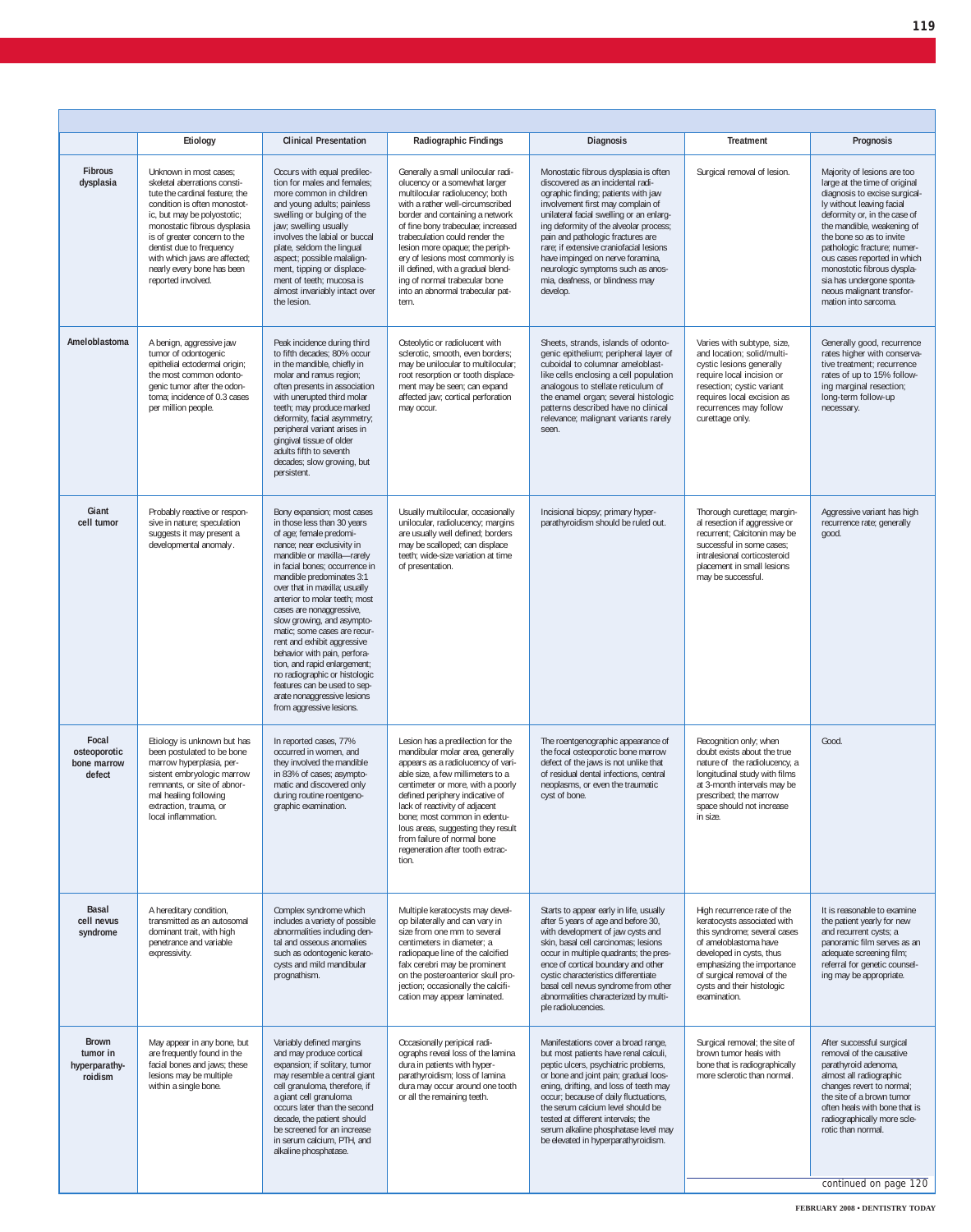| | Etiology | Clinical Presentation | Radiographic Findings | Diagnosis | Treatment | Prognosis |
|---|---|---|---|---|---|---|
| **Fibrous dysplasia** | Unknown in most cases; skeletal aberrations constitute the cardinal feature; the condition is often monostotic, but may be polyostotic; monostatic fibrous dysplasia is of greater concern to the dentist due to frequency with which jaws are affected; nearly every bone has been reported involved. | Occurs with equal predilection for males and females; more common in children and young adults; painless swelling or bulging of the jaw; swelling usually involves the labial or buccal plate, seldom the lingual aspect; possible malalignment, tipping or displacement of teeth; mucosa is almost invariably intact over the lesion. | Generally a small unilocular radiolucency or a somewhat larger multilocular radiolucency; both with a rather well-circumscribed border and containing a network of fine bony trabeculae; increased trabeculation could render the lesion more opaque; the periphery of lesions most commonly is ill defined, with a gradual blending of normal trabecular bone into an abnormal trabecular pattern. | Monostatic fibrous dysplasia is often discovered as an incidental radiographic finding; patients with jaw involvement first may complain of unilateral facial swelling or an enlarging deformity of the alveolar process; pain and pathologic fractures are rare; if extensive craniofacial lesions have impinged on nerve foramina, neurologic symptoms such as anosmia, deafness, or blindness may develop. | Surgical removal of lesion. | Majority of lesions are too large at the time of original diagnosis to excise surgically without leaving facial deformity or, in the case of the mandible, weakening of the bone so as to invite pathologic fracture; numerous cases reported in which monostotic fibrous dysplasia has undergone spontaneous malignant transformation into sarcoma. |
| **Ameloblastoma** | A benign, aggressive jaw tumor of odontogenic epithelial ectodermal origin; the most common odontogenic tumor after the odontoma; incidence of 0.3 cases per million people. | Peak incidence during third to fifth decades; 80% occur in the mandible, chiefly in molar and ramus region; often presents in association with unerupted third molar teeth; may produce marked deformity, facial asymmetry; peripheral variant arises in gingival tissue of older adults fifth to seventh decades; slow growing, but persistent. | Osteolytic or radiolucent with sclerotic, smooth, even borders; may be unilocular to multilocular; root resorption or tooth displacement may be seen; can expand affected jaw; cortical perforation may occur. | Sheets, strands, islands of odontogenic epithelium; peripheral layer of cuboidal to columnar ameloblast-like cells enclosing a cell population analogous to stellate reticulum of the enamel organ; several histologic patterns described have no clinical relevance; malignant variants rarely seen. | Varies with subtype, size, and location; solid/multicystic lesions generally require local incision or resection; cystic variant requires local excision as recurrences may follow curettage only. | Generally good, recurrence rates higher with conservative treatment; recurrence rates of up to 15% following marginal resection; long-term follow-up necessary. |
| **Giant cell tumor** | Probably reactive or responsive in nature; speculation suggests it may present a developmental anomaly. | Bony expansion; most cases in those less than 30 years of age; female predominance; near exclusivity in mandible or maxilla—rarely in facial bones; occurrence in mandible predominates 3:1 over that in maxilla; usually anterior to molar teeth; most cases are nonaggressive, slow growing, and asymptomatic; some cases are recurrent and exhibit aggressive behavior with pain, perforation, and rapid enlargement; no radiographic or histologic features can be used to separate nonaggressive lesions from aggressive lesions. | Usually multilocular, occasionally unilocular, radiolucency; margins are usually well defined; borders may be scalloped; can displace teeth; wide-size variation at time of presentation. | Incisional biopsy; primary hyperparathyroidism should be ruled out. | Thorough curettage; marginal resection if aggressive or recurrent; Calcitonin may be successful in some cases; intralesional corticosteroid placement in small lesions may be successful. | Aggressive variant has high recurrence rate; generally good. |
| **Focal osteoporotic bone marrow defect** | Etiology is unknown but has been postulated to be bone marrow hyperplasia, persistent embryologic marrow remnants, or site of abnormal healing following extraction, trauma, or local inflammation. | In reported cases, 77% occurred in women, and they involved the mandible in 83% of cases; asymptomatic and discovered only during routine roentgenographic examination. | Lesion has a predilection for the mandibular molar area, generally appears as a radiolucency of variable size, a few millimeters to a centimeter or more, with a poorly defined periphery indicative of lack of reactivity of adjacent bone; most common in edentulous areas, suggesting they result from failure of normal bone regeneration after tooth extraction. | The roentgenographic appearance of the focal osteoporotic bone marrow defect of the jaws is not unlike that of residual dental infections, central neoplasms, or even the traumatic cyst of bone. | Recognition only; when doubt exists about the true nature of the radiolucency, a longitudinal study with films at 3-month intervals may be prescribed; the marrow space should not increase in size. | Good. |
| **Basal cell nevus syndrome** | A hereditary condition, transmitted as an autosomal dominant trait, with high penetrance and variable expressivity. | Complex syndrome which includes a variety of possible abnormalities including dental and osseous anomalies such as odontogenic keratocysts and mild mandibular prognathism. | Multiple keratocysts may develop bilaterally and can vary in size from one mm to several centimeters in diameter; a radiopaque line of the calcified falx cerebri may be prominent on the posteroanterior skull projection; occasionally the calcification may appear laminated. | Starts to appear early in life, usually after 5 years of age and before 30, with development of jaw cysts and skin, basal cell carcinomas; lesions occur in multiple quadrants; the presence of cortical boundary and other cystic characteristics differentiate basal cell nevus syndrome from other abnormalities characterized by multiple radiolucencies. | High recurrence rate of the keratocysts associated with this syndrome; several cases of ameloblastoma have developed in cysts, thus emphasizing the importance of surgical removal of the cysts and their histologic examination. | It is reasonable to examine the patient yearly for new and recurrent cysts; a panoramic film serves as an adequate screening film; referral for genetic counseling may be appropriate. |
| **Brown tumor in hyperparathyroidism** | May appear in any bone, but are frequently found in the facial bones and jaws; these lesions may be multiple within a single bone. | Variably defined margins and may produce cortical expansion; if solitary, tumor may resemble a central giant cell granuloma, therefore, if a giant cell granuloma occurs later than the second decade, the patient should be screened for an increase in serum calcium, PTH, and alkaline phosphatase. | Occasionally peripical radiographs reveal loss of the lamina dura in patients with hyperparathyroidism; loss of lamina dura may occur around one tooth or all the remaining teeth. | Manifestations cover a broad range, but most patients have renal calculi, peptic ulcers, psychiatric problems, or bone and joint pain; gradual loosening, drifting, and loss of teeth may occur; because of daily fluctuations, the serum calcium level should be tested at different intervals; the serum alkaline phosphatase level may be elevated in hyperparathyroidism. | Surgical removal; the site of brown tumor heals with bone that is radiographically more sclerotic than normal. | After successful surgical removal of the causative parathyroid adenoma, almost all radiographic changes revert to normal; the site of a brown tumor often heals with bone that is radiographically more sclerotic than normal. |

continued on page 120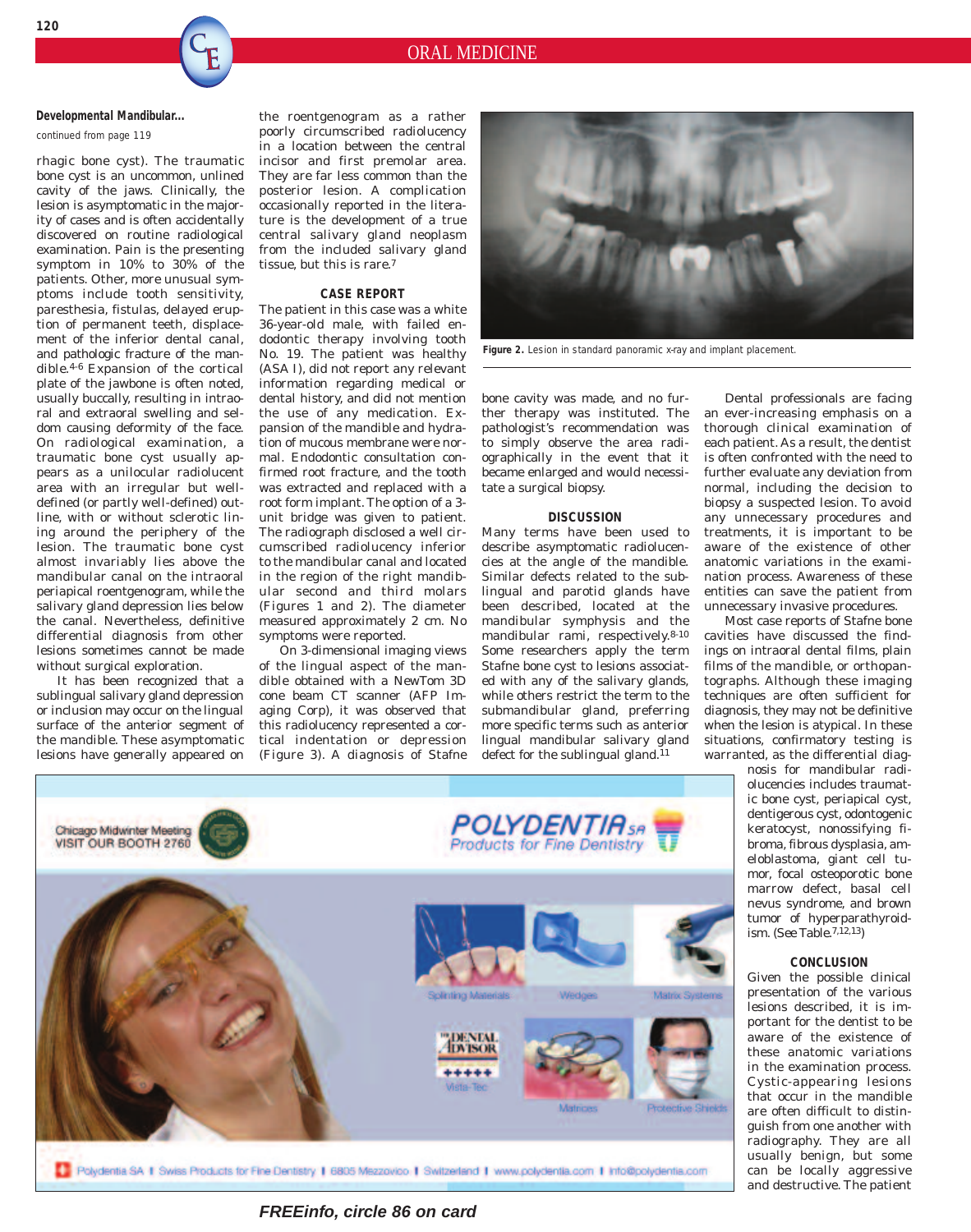**Developmental Mandibular...**

continued from page 119

rhagic bone cyst). The traumatic bone cyst is an uncommon, unlined cavity of the jaws. Clinically, the lesion is asymptomatic in the majority of cases and is often accidentally discovered on routine radiological examination. Pain is the presenting symptom in 10% to 30% of the patients. Other, more unusual symptoms include tooth sensitivity, paresthesia, fistulas, delayed eruption of permanent teeth, displacement of the inferior dental canal, and pathologic fracture of the mandible.[4-6] Expansion of the cortical plate of the jawbone is often noted, usually buccally, resulting in intraoral and extraoral swelling and seldom causing deformity of the face. On radiological examination, a traumatic bone cyst usually appears as a unilocular radiolucent area with an irregular but well-defined (or partly well-defined) outline, with or without sclerotic lining around the periphery of the lesion. The traumatic bone cyst almost invariably lies above the mandibular canal on the intraoral periapical roentgenogram, while the salivary gland depression lies below the canal. Nevertheless, definitive differential diagnosis from other lesions sometimes cannot be made without surgical exploration.

It has been recognized that a sublingual salivary gland depression or inclusion may occur on the lingual surface of the anterior segment of the mandible. These asymptomatic lesions have generally appeared on the roentgenogram as a rather poorly circumscribed radiolucency in a location between the central incisor and first premolar area. They are far less common than the posterior lesion. A complication occasionally reported in the literature is the development of a true central salivary gland neoplasm from the included salivary gland tissue, but this is rare.[7]

## CASE REPORT

The patient in this case was a white 36-year-old male, with failed endodontic therapy involving tooth No. 19. The patient was healthy (ASA I), did not report any relevant information regarding medical or dental history, and did not mention the use of any medication. Expansion of the mandible and hydration of mucous membrane were normal. Endodontic consultation confirmed root fracture, and the tooth was extracted and replaced with a root form implant. The option of a 3-unit bridge was given to patient. The radiograph disclosed a well circumscribed radiolucency inferior to the mandibular canal and located in the region of the right mandibular second and third molars (Figures 1 and 2). The diameter measured approximately 2 cm. No symptoms were reported.

On 3-dimensional imaging views of the lingual aspect of the mandible obtained with a NewTom 3D cone beam CT scanner (AFP Imaging Corp), it was observed that this radiolucency represented a cortical indentation or depression (Figure 3). A diagnosis of Stafne bone cavity was made, and no further therapy was instituted. The pathologist's recommendation was to simply observe the area radiographically in the event that it became enlarged and would necessitate a surgical biopsy.

**Figure 2.** Lesion in standard panoramic x-ray and implant placement.

## DISCUSSION

Many terms have been used to describe asymptomatic radiolucencies at the angle of the mandible. Similar defects related to the sublingual and parotid glands have been described, located at the mandibular symphysis and the mandibular rami, respectively.[8-10] Some researchers apply the term Stafne bone cyst to lesions associated with any of the salivary glands, while others restrict the term to the submandibular gland, preferring more specific terms such as anterior lingual mandibular salivary gland defect for the sublingual gland.[11]

Dental professionals are facing an ever-increasing emphasis on a thorough clinical examination of each patient. As a result, the dentist is often confronted with the need to further evaluate any deviation from normal, including the decision to biopsy a suspected lesion. To avoid any unnecessary procedures and treatments, it is important to be aware of the existence of other anatomic variations in the examination process. Awareness of these entities can save the patient from unnecessary invasive procedures.

Most case reports of Stafne bone cavities have discussed the findings on intraoral dental films, plain films of the mandible, or orthopantographs. Although these imaging techniques are often sufficient for diagnosis, they may not be definitive when the lesion is atypical. In these situations, confirmatory testing is warranted, as the differential diagnosis for mandibular radiolucencies includes traumatic bone cyst, periapical cyst, dentigerous cyst, odontogenic keratocyst, nonossifying fibroma, fibrous dysplasia, ameloblastoma, giant cell tumor, focal osteoporotic bone marrow defect, basal cell nevus syndrome, and brown tumor of hyperparathyroidism. (See Table.[7,12,13])

## CONCLUSION

Given the possible clinical presentation of the various lesions described, it is important for the dentist to be aware of the existence of these anatomic variations in the examination process. Cystic-appearing lesions that occur in the mandible are often difficult to distinguish from one another with radiography. They are all usually benign, but some can be locally aggressive and destructive. The patient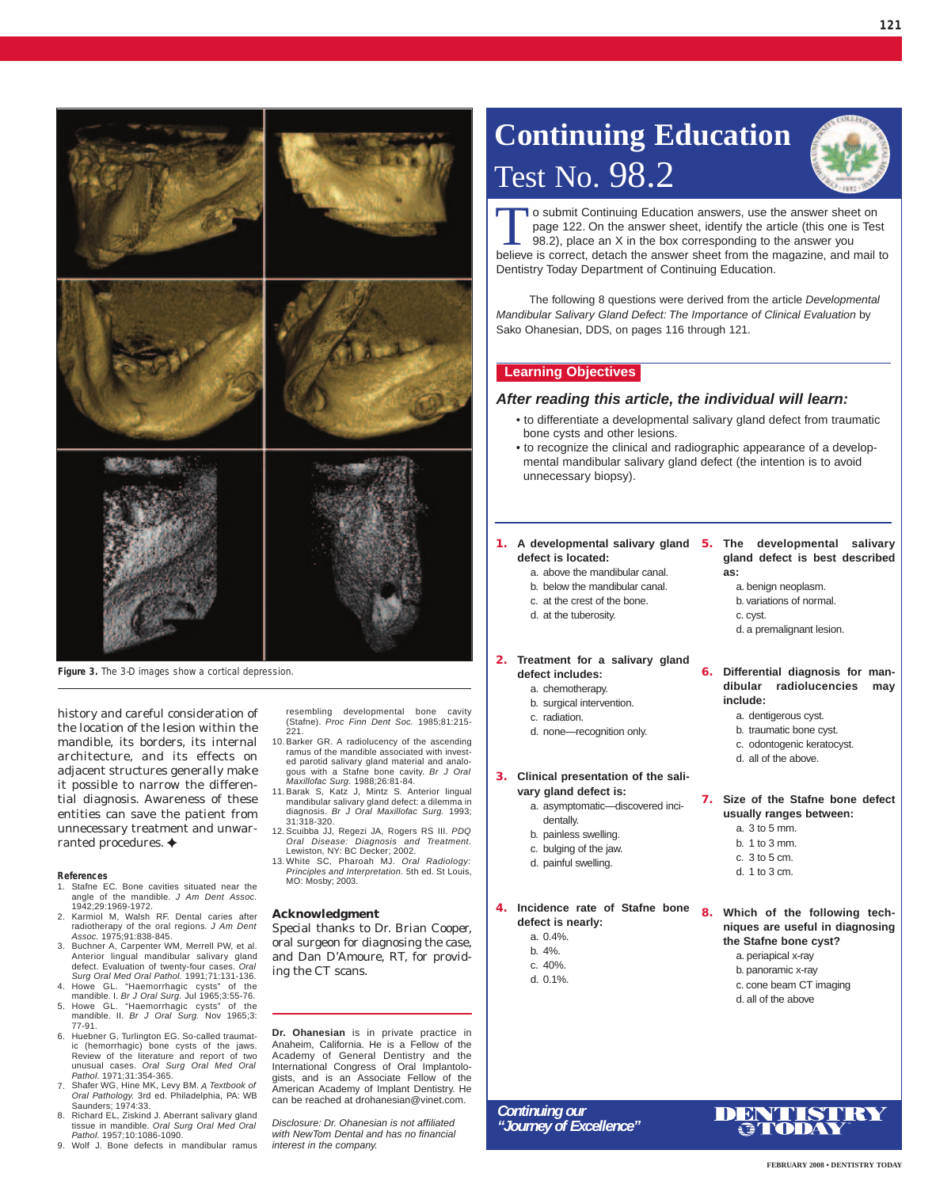Figure 3. The 3-D images show a cortical depression.

history and careful consideration of the location of the lesion within the mandible, its borders, its internal architecture, and its effects on adjacent structures generally make it possible to narrow the differential diagnosis. Awareness of these entities can save the patient from unnecessary treatment and unwarranted procedures. ✦

### References

1. Stafne EC. Bone cavities situated near the angle of the mandible. *J Am Dent Assoc.* 1942;29:1969-1972.
2. Karmiol M, Walsh RF. Dental caries after radiotherapy of the oral regions. *J Am Dent Assoc.* 1975;91:838-845.
3. Buchner A, Carpenter WM, Merrell PW, et al. Anterior lingual mandibular salivary gland defect. Evaluation of twenty-four cases. *Oral Surg Oral Med Oral Pathol.* 1991;71:131-136.
4. Howe GL. "Haemorrhagic cysts" of the mandible. I. *Br J Oral Surg.* Jul 1965;3:55-76.
5. Howe GL. "Haemorrhagic cysts" of the mandible. II. *Br J Oral Surg.* Nov 1965;3:77-91.
6. Huebner G, Turlington EG. So-called traumatic (hemorrhagic) bone cysts of the jaws. Review of the literature and report of two unusual cases. *Oral Surg Oral Med Oral Pathol.* 1971;31:354-365.
7. Shafer WG, Hine MK, Levy BM. *A Textbook of Oral Pathology.* 3rd ed. Philadelphia, PA: WB Saunders; 1974:33.
8. Richard EL, Ziskind J. Aberrant salivary gland tissue in mandible. *Oral Surg Oral Med Oral Pathol.* 1957;10:1086-1090.
9. Wolf J. Bone defects in mandibular ramus resembling developmental bone cavity (Stafne). *Proc Finn Dent Soc.* 1985;81:215-221.
10. Barker GR. A radiolucency of the ascending ramus of the mandible associated with invested parotid salivary gland material and analogous with a Stafne bone cavity. *Br J Oral Maxillofac Surg.* 1988;26:81-84.
11. Barak S, Katz J, Mintz S. Anterior lingual mandibular salivary gland defect: a dilemma in diagnosis. *Br J Oral Maxillofac Surg.* 1993;31:318-320.
12. Scuibba JJ, Regezi JA, Rogers RS III. *PDQ Oral Disease: Diagnosis and Treatment.* Lewiston, NY: BC Decker; 2002.
13. White SC, Pharoah MJ. *Oral Radiology: Principles and Interpretation.* 5th ed. St Louis, MO: Mosby; 2003.

### Acknowledgment

Special thanks to Dr. Brian Cooper, oral surgeon for diagnosing the case, and Dan D'Amoure, RT, for providing the CT scans.

**Dr. Ohanesian** is in private practice in Anaheim, California. He is a Fellow of the Academy of General Dentistry and the International Congress of Oral Implantologists, and is an Associate Fellow of the American Academy of Implant Dentistry. He can be reached at drohanesian@vinet.com.

*Disclosure: Dr. Ohanesian is not affiliated with NewTom Dental and has no financial interest in the company.*

# Continuing Education Test No. 98.2

To submit Continuing Education answers, use the answer sheet on page 122. On the answer sheet, identify the article (this one is Test 98.2), place an X in the box corresponding to the answer you believe is correct, detach the answer sheet from the magazine, and mail to Dentistry Today Department of Continuing Education.

The following 8 questions were derived from the article *Developmental Mandibular Salivary Gland Defect: The Importance of Clinical Evaluation* by Sako Ohanesian, DDS, on pages 116 through 121.

## Learning Objectives

### *After reading this article, the individual will learn:*

- to differentiate a developmental salivary gland defect from traumatic bone cysts and other lesions.
- to recognize the clinical and radiographic appearance of a developmental mandibular salivary gland defect (the intention is to avoid unnecessary biopsy).

**1. A developmental salivary gland defect is located:**
 a. above the mandibular canal.
 b. below the mandibular canal.
 c. at the crest of the bone.
 d. at the tuberosity.

**2. Treatment for a salivary gland defect includes:**
 a. chemotherapy.
 b. surgical intervention.
 c. radiation.
 d. none—recognition only.

**3. Clinical presentation of the salivary gland defect is:**
 a. asymptomatic—discovered incidentally.
 b. painless swelling.
 c. bulging of the jaw.
 d. painful swelling.

**4. Incidence rate of Stafne bone defect is nearly:**
 a. 0.4%.
 b. 4%.
 c. 40%.
 d. 0.1%.

**5. The developmental salivary gland defect is best described as:**
 a. benign neoplasm.
 b. variations of normal.
 c. cyst.
 d. a premalignant lesion.

**6. Differential diagnosis for mandibular radiolucencies may include:**
 a. dentigerous cyst.
 b. traumatic bone cyst.
 c. odontogenic keratocyst.
 d. all of the above.

**7. Size of the Stafne bone defect usually ranges between:**
 a. 3 to 5 mm.
 b. 1 to 3 mm.
 c. 3 to 5 cm.
 d. 1 to 3 cm.

**8. Which of the following techniques are useful in diagnosing the Stafne bone cyst?**
 a. periapical x-ray
 b. panoramic x-ray
 c. cone beam CT imaging
 d. all of the above

*Continuing our "Journey of Excellence"*

DENTISTRY TODAY